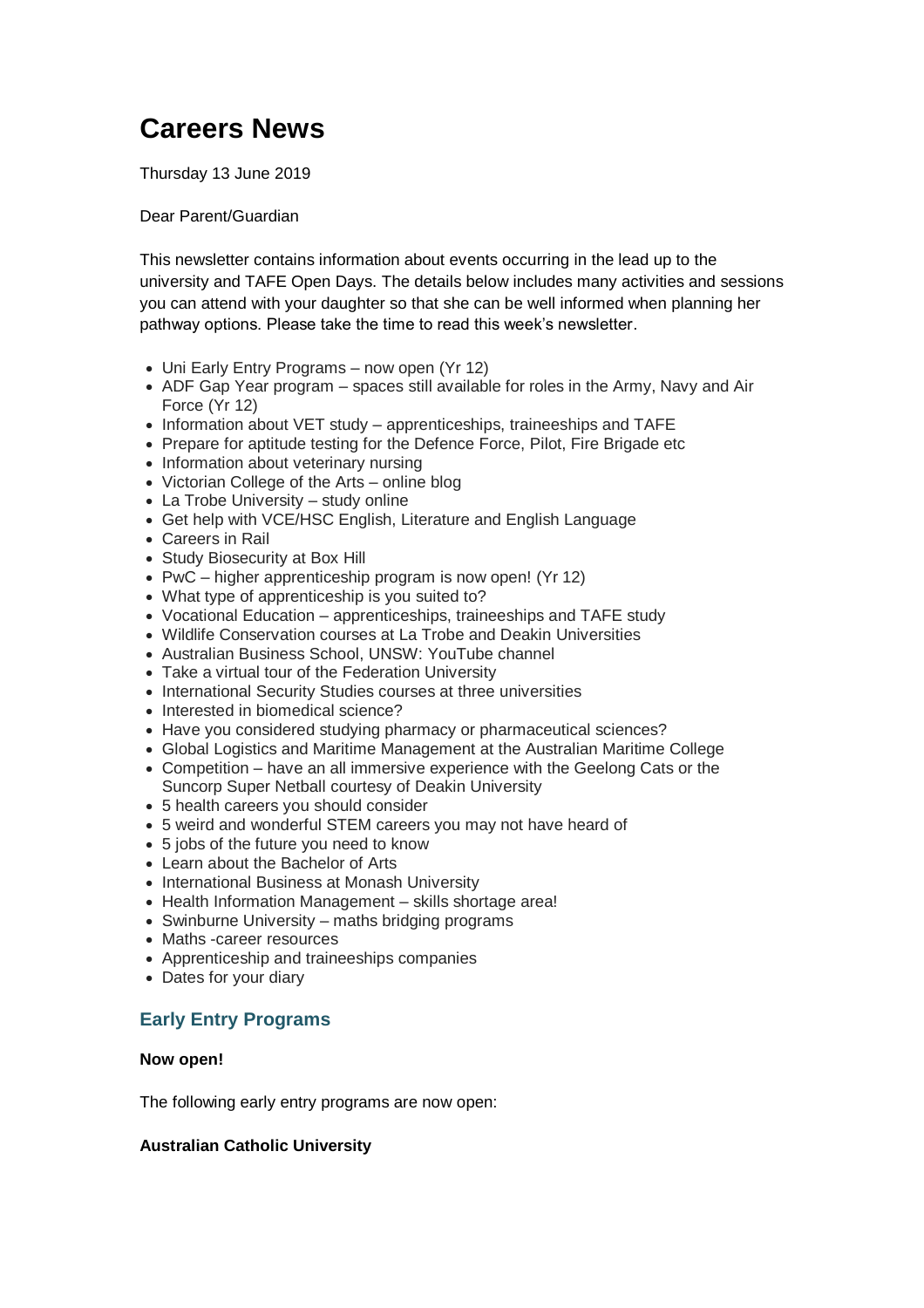# Careers News

Thursday 13 June 2019

Dear Parent/Guardian

This newsletter contains information about events occurring in the lead up to the university and TAFE Open Days. The details below includes many activities and sessions you can attend with your daughter so that she can be well informed when planning her pathway options. Please take the time to read this week's newsletter.

- Uni Early Entry Programs – now open (Yr 12)
- ADF Gap Year program – spaces still available for roles in the Army, Navy and Air Force (Yr 12)
- Information about VET study – apprenticeships, traineeships and TAFE
- Prepare for aptitude testing for the Defence Force, Pilot, Fire Brigade etc
- Information about veterinary nursing
- Victorian College of the Arts – online blog
- La Trobe University – study online
- Get help with VCE/HSC English, Literature and English Language
- Careers in Rail
- Study Biosecurity at Box Hill
- PwC – higher apprenticeship program is now open! (Yr 12)
- What type of apprenticeship is you suited to?
- Vocational Education – apprenticeships, traineeships and TAFE study
- Wildlife Conservation courses at La Trobe and Deakin Universities
- Australian Business School, UNSW: YouTube channel
- Take a virtual tour of the Federation University
- International Security Studies courses at three universities
- Interested in biomedical science?
- Have you considered studying pharmacy or pharmaceutical sciences?
- Global Logistics and Maritime Management at the Australian Maritime College
- Competition – have an all immersive experience with the Geelong Cats or the Suncorp Super Netball courtesy of Deakin University
- 5 health careers you should consider
- 5 weird and wonderful STEM careers you may not have heard of
- 5 jobs of the future you need to know
- Learn about the Bachelor of Arts
- International Business at Monash University
- Health Information Management – skills shortage area!
- Swinburne University – maths bridging programs
- Maths -career resources
- Apprenticeship and traineeships companies
- Dates for your diary

## Early Entry Programs

**Now open!**

The following early entry programs are now open:

**Australian Catholic University**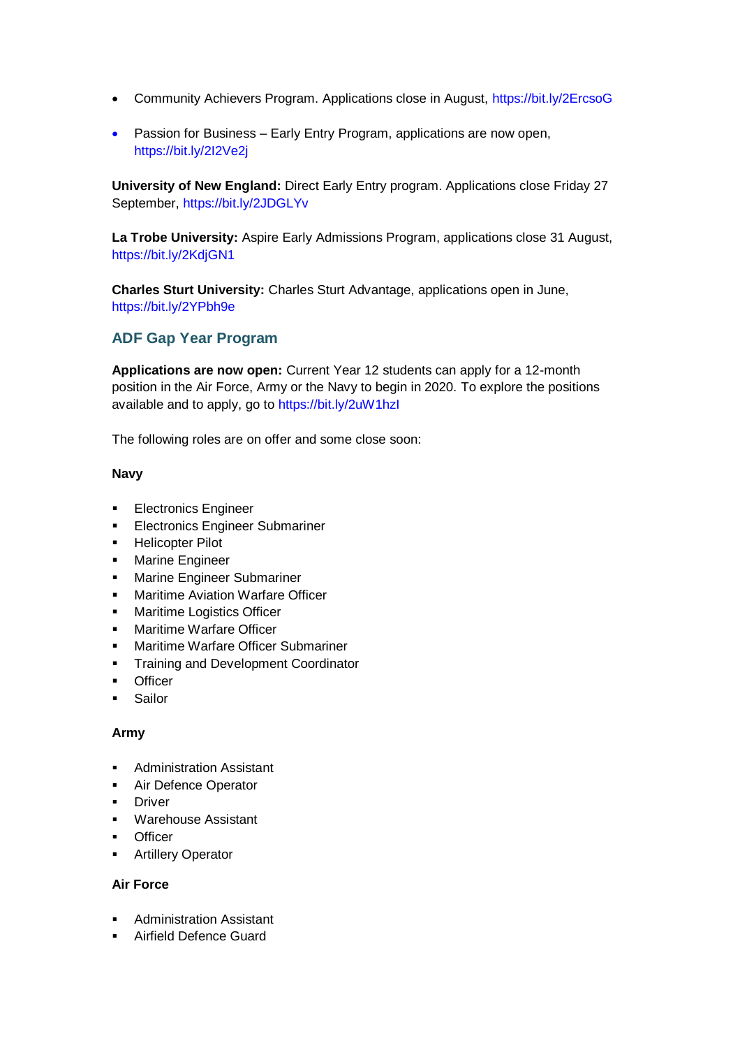- Community Achievers Program. Applications close in August, https://bit.ly/2ErcsoG
- Passion for Business – Early Entry Program, applications are now open, https://bit.ly/2I2Ve2j

**University of New England:** Direct Early Entry program. Applications close Friday 27 September, https://bit.ly/2JDGLYv

**La Trobe University:** Aspire Early Admissions Program, applications close 31 August, https://bit.ly/2KdjGN1

**Charles Sturt University:** Charles Sturt Advantage, applications open in June, https://bit.ly/2YPbh9e

## ADF Gap Year Program

**Applications are now open:** Current Year 12 students can apply for a 12-month position in the Air Force, Army or the Navy to begin in 2020. To explore the positions available and to apply, go to https://bit.ly/2uW1hzI

The following roles are on offer and some close soon:

**Navy**

- Electronics Engineer
- Electronics Engineer Submariner
- Helicopter Pilot
- Marine Engineer
- Marine Engineer Submariner
- Maritime Aviation Warfare Officer
- Maritime Logistics Officer
- Maritime Warfare Officer
- Maritime Warfare Officer Submariner
- Training and Development Coordinator
- Officer
- Sailor

**Army**

- Administration Assistant
- Air Defence Operator
- Driver
- Warehouse Assistant
- Officer
- Artillery Operator

**Air Force**

- Administration Assistant
- Airfield Defence Guard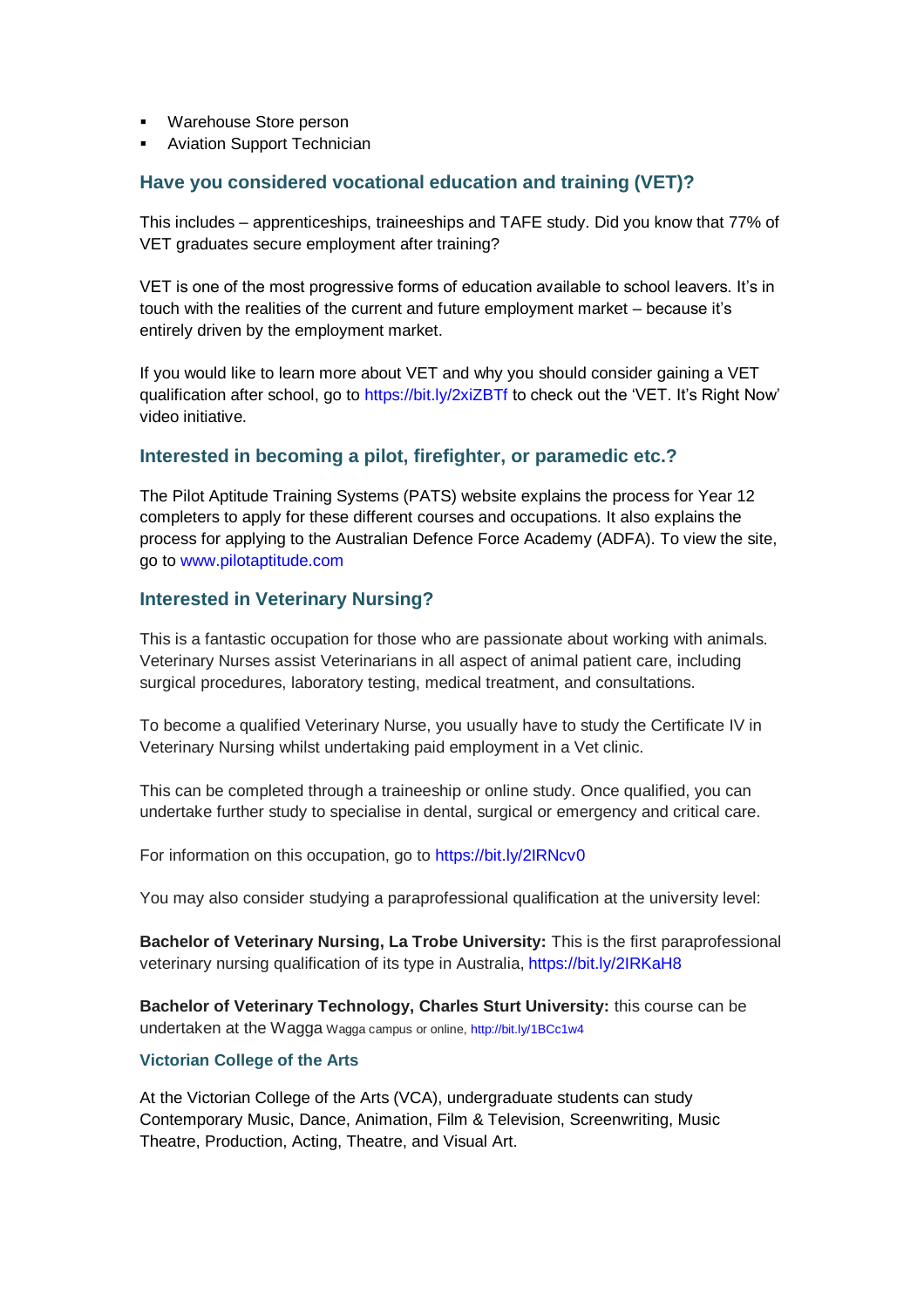- Warehouse Store person
- Aviation Support Technician

## Have you considered vocational education and training (VET)?

This includes – apprenticeships, traineeships and TAFE study. Did you know that 77% of VET graduates secure employment after training?

VET is one of the most progressive forms of education available to school leavers. It's in touch with the realities of the current and future employment market – because it's entirely driven by the employment market.

If you would like to learn more about VET and why you should consider gaining a VET qualification after school, go to https://bit.ly/2xiZBTf to check out the 'VET. It's Right Now' video initiative.

## Interested in becoming a pilot, firefighter, or paramedic etc.?

The Pilot Aptitude Training Systems (PATS) website explains the process for Year 12 completers to apply for these different courses and occupations. It also explains the process for applying to the Australian Defence Force Academy (ADFA). To view the site, go to www.pilotaptitude.com

## Interested in Veterinary Nursing?

This is a fantastic occupation for those who are passionate about working with animals. Veterinary Nurses assist Veterinarians in all aspect of animal patient care, including surgical procedures, laboratory testing, medical treatment, and consultations.

To become a qualified Veterinary Nurse, you usually have to study the Certificate IV in Veterinary Nursing whilst undertaking paid employment in a Vet clinic.

This can be completed through a traineeship or online study. Once qualified, you can undertake further study to specialise in dental, surgical or emergency and critical care.

For information on this occupation, go to https://bit.ly/2IRNcv0

You may also consider studying a paraprofessional qualification at the university level:

**Bachelor of Veterinary Nursing, La Trobe University:** This is the first paraprofessional veterinary nursing qualification of its type in Australia, https://bit.ly/2IRKaH8

**Bachelor of Veterinary Technology, Charles Sturt University:** this course can be undertaken at the Wagga Wagga campus or online, http://bit.ly/1BCc1w4

### Victorian College of the Arts

At the Victorian College of the Arts (VCA), undergraduate students can study Contemporary Music, Dance, Animation, Film & Television, Screenwriting, Music Theatre, Production, Acting, Theatre, and Visual Art.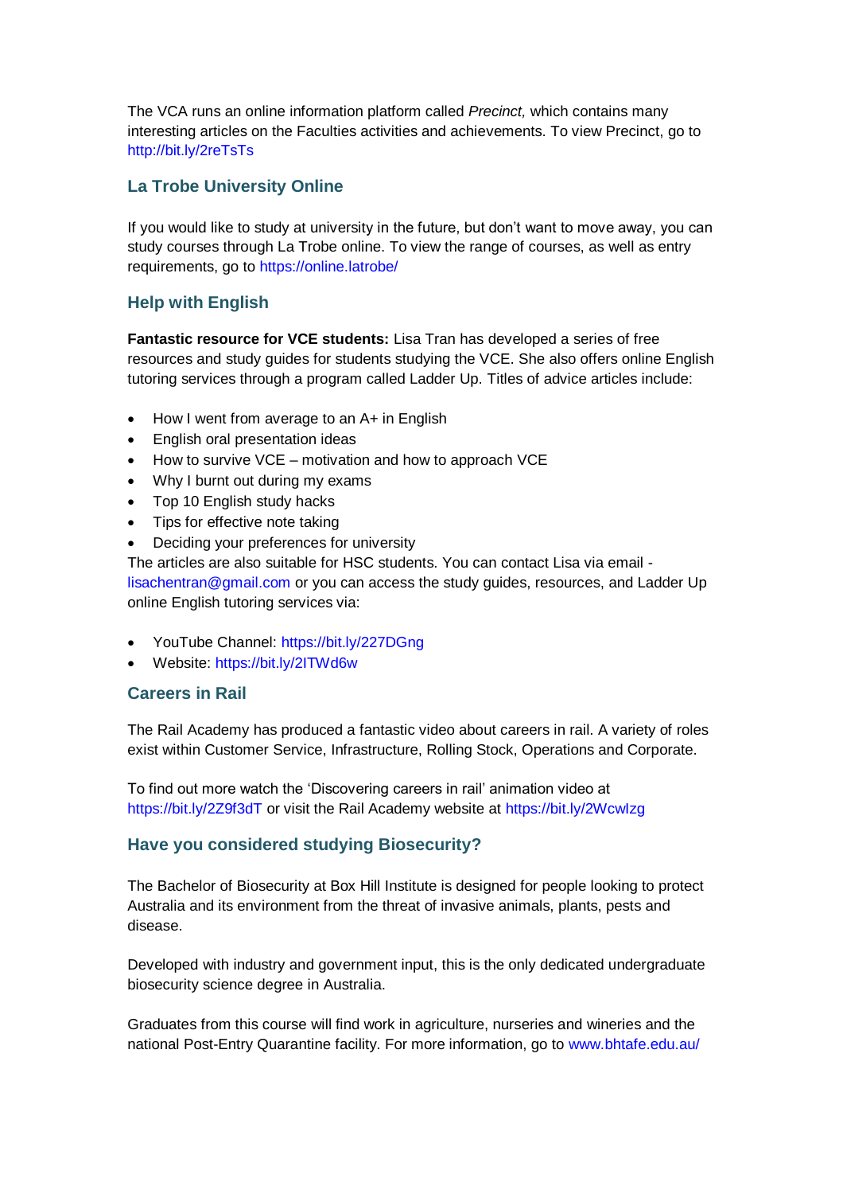The VCA runs an online information platform called *Precinct,* which contains many interesting articles on the Faculties activities and achievements. To view Precinct, go to http://bit.ly/2reTsTs

## La Trobe University Online

If you would like to study at university in the future, but don't want to move away, you can study courses through La Trobe online. To view the range of courses, as well as entry requirements, go to https://online.latrobe/

## Help with English

**Fantastic resource for VCE students:** Lisa Tran has developed a series of free resources and study guides for students studying the VCE. She also offers online English tutoring services through a program called Ladder Up. Titles of advice articles include:

- How I went from average to an A+ in English
- English oral presentation ideas
- How to survive VCE – motivation and how to approach VCE
- Why I burnt out during my exams
- Top 10 English study hacks
- Tips for effective note taking
- Deciding your preferences for university

The articles are also suitable for HSC students. You can contact Lisa via email - lisachentran@gmail.com or you can access the study guides, resources, and Ladder Up online English tutoring services via:

- YouTube Channel: https://bit.ly/227DGng
- Website: https://bit.ly/2ITWd6w

## Careers in Rail

The Rail Academy has produced a fantastic video about careers in rail. A variety of roles exist within Customer Service, Infrastructure, Rolling Stock, Operations and Corporate.

To find out more watch the 'Discovering careers in rail' animation video at https://bit.ly/2Z9f3dT or visit the Rail Academy website at https://bit.ly/2Wcwlzg

## Have you considered studying Biosecurity?

The Bachelor of Biosecurity at Box Hill Institute is designed for people looking to protect Australia and its environment from the threat of invasive animals, plants, pests and disease.

Developed with industry and government input, this is the only dedicated undergraduate biosecurity science degree in Australia.

Graduates from this course will find work in agriculture, nurseries and wineries and the national Post-Entry Quarantine facility. For more information, go to www.bhtafe.edu.au/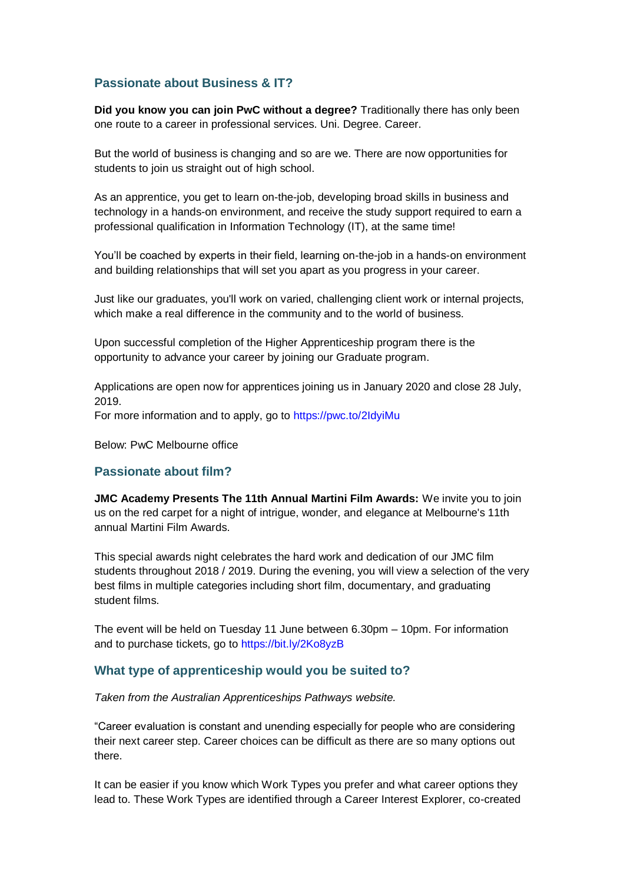## Passionate about Business & IT?

**Did you know you can join PwC without a degree?** Traditionally there has only been one route to a career in professional services. Uni. Degree. Career.

But the world of business is changing and so are we. There are now opportunities for students to join us straight out of high school.

As an apprentice, you get to learn on-the-job, developing broad skills in business and technology in a hands-on environment, and receive the study support required to earn a professional qualification in Information Technology (IT), at the same time!

You'll be coached by experts in their field, learning on-the-job in a hands-on environment and building relationships that will set you apart as you progress in your career.

Just like our graduates, you'll work on varied, challenging client work or internal projects, which make a real difference in the community and to the world of business.

Upon successful completion of the Higher Apprenticeship program there is the opportunity to advance your career by joining our Graduate program.

Applications are open now for apprentices joining us in January 2020 and close 28 July, 2019.
For more information and to apply, go to https://pwc.to/2IdyiMu

Below: PwC Melbourne office

## Passionate about film?

**JMC Academy Presents The 11th Annual Martini Film Awards:** We invite you to join us on the red carpet for a night of intrigue, wonder, and elegance at Melbourne's 11th annual Martini Film Awards.

This special awards night celebrates the hard work and dedication of our JMC film students throughout 2018 / 2019. During the evening, you will view a selection of the very best films in multiple categories including short film, documentary, and graduating student films.

The event will be held on Tuesday 11 June between 6.30pm – 10pm. For information and to purchase tickets, go to https://bit.ly/2Ko8yzB

## What type of apprenticeship would you be suited to?

*Taken from the Australian Apprenticeships Pathways website.*

"Career evaluation is constant and unending especially for people who are considering their next career step. Career choices can be difficult as there are so many options out there.

It can be easier if you know which Work Types you prefer and what career options they lead to. These Work Types are identified through a Career Interest Explorer, co-created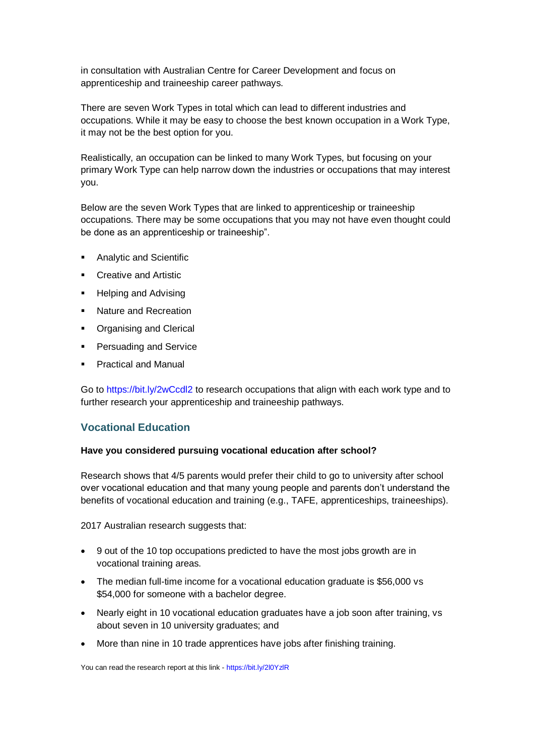in consultation with Australian Centre for Career Development and focus on apprenticeship and traineeship career pathways.

There are seven Work Types in total which can lead to different industries and occupations. While it may be easy to choose the best known occupation in a Work Type, it may not be the best option for you.

Realistically, an occupation can be linked to many Work Types, but focusing on your primary Work Type can help narrow down the industries or occupations that may interest you.

Below are the seven Work Types that are linked to apprenticeship or traineeship occupations. There may be some occupations that you may not have even thought could be done as an apprenticeship or traineeship".

- Analytic and Scientific
- Creative and Artistic
- Helping and Advising
- Nature and Recreation
- Organising and Clerical
- Persuading and Service
- Practical and Manual

Go to https://bit.ly/2wCcdl2 to research occupations that align with each work type and to further research your apprenticeship and traineeship pathways.

## Vocational Education

**Have you considered pursuing vocational education after school?**

Research shows that 4/5 parents would prefer their child to go to university after school over vocational education and that many young people and parents don't understand the benefits of vocational education and training (e.g., TAFE, apprenticeships, traineeships).

2017 Australian research suggests that:

- 9 out of the 10 top occupations predicted to have the most jobs growth are in vocational training areas.
- The median full-time income for a vocational education graduate is $56,000 vs $54,000 for someone with a bachelor degree.
- Nearly eight in 10 vocational education graduates have a job soon after training, vs about seven in 10 university graduates; and
- More than nine in 10 trade apprentices have jobs after finishing training.

You can read the research report at this link - https://bit.ly/2l0YzlR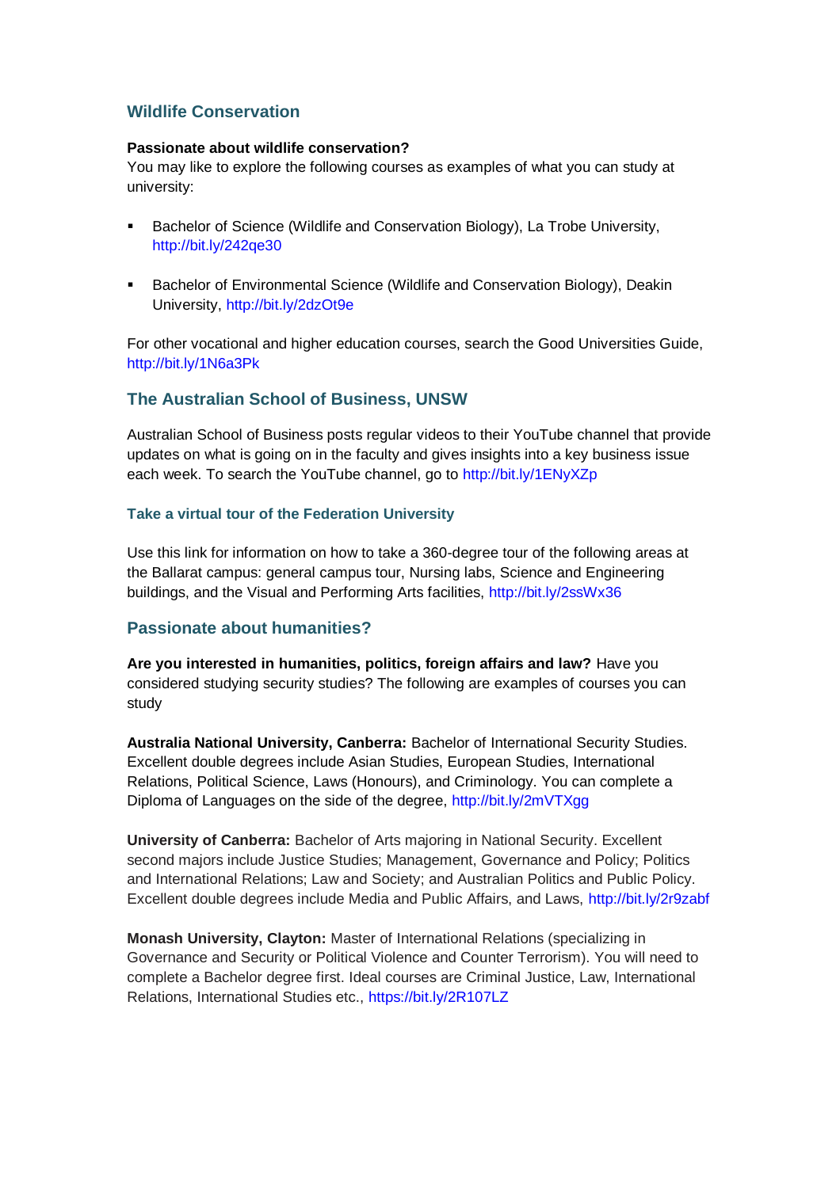## Wildlife Conservation

**Passionate about wildlife conservation?**
You may like to explore the following courses as examples of what you can study at university:

- Bachelor of Science (Wildlife and Conservation Biology), La Trobe University, http://bit.ly/242qe30
- Bachelor of Environmental Science (Wildlife and Conservation Biology), Deakin University, http://bit.ly/2dzOt9e

For other vocational and higher education courses, search the Good Universities Guide, http://bit.ly/1N6a3Pk

## The Australian School of Business, UNSW

Australian School of Business posts regular videos to their YouTube channel that provide updates on what is going on in the faculty and gives insights into a key business issue each week. To search the YouTube channel, go to http://bit.ly/1ENyXZp

### Take a virtual tour of the Federation University

Use this link for information on how to take a 360-degree tour of the following areas at the Ballarat campus: general campus tour, Nursing labs, Science and Engineering buildings, and the Visual and Performing Arts facilities, http://bit.ly/2ssWx36

## Passionate about humanities?

**Are you interested in humanities, politics, foreign affairs and law?** Have you considered studying security studies? The following are examples of courses you can study

**Australia National University, Canberra:** Bachelor of International Security Studies. Excellent double degrees include Asian Studies, European Studies, International Relations, Political Science, Laws (Honours), and Criminology. You can complete a Diploma of Languages on the side of the degree, http://bit.ly/2mVTXgg

**University of Canberra:** Bachelor of Arts majoring in National Security. Excellent second majors include Justice Studies; Management, Governance and Policy; Politics and International Relations; Law and Society; and Australian Politics and Public Policy. Excellent double degrees include Media and Public Affairs, and Laws, http://bit.ly/2r9zabf

**Monash University, Clayton:** Master of International Relations (specializing in Governance and Security or Political Violence and Counter Terrorism). You will need to complete a Bachelor degree first. Ideal courses are Criminal Justice, Law, International Relations, International Studies etc., https://bit.ly/2R107LZ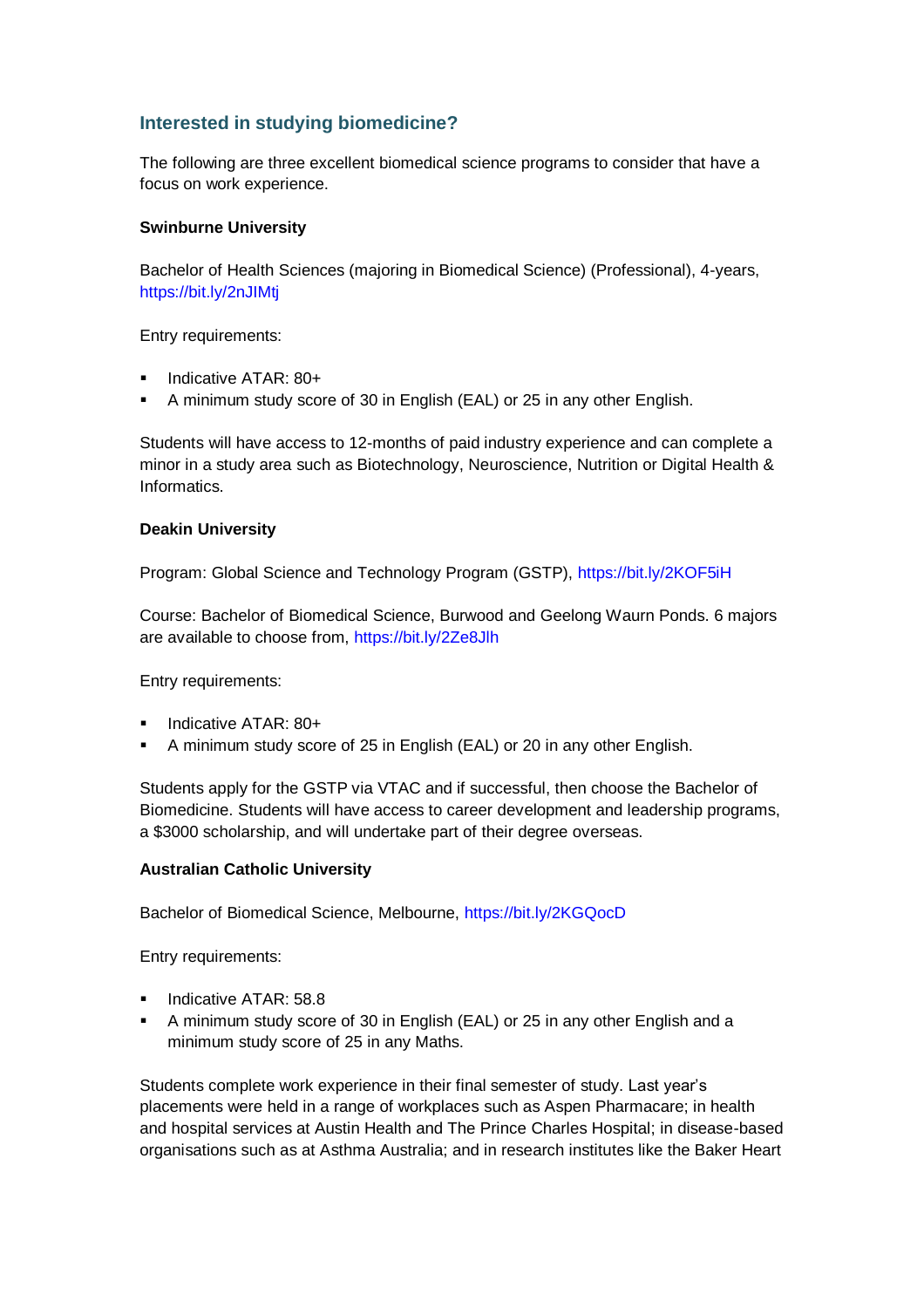## Interested in studying biomedicine?

The following are three excellent biomedical science programs to consider that have a focus on work experience.

**Swinburne University**

Bachelor of Health Sciences (majoring in Biomedical Science) (Professional), 4-years, https://bit.ly/2nJIMtj

Entry requirements:

- Indicative ATAR: 80+
- A minimum study score of 30 in English (EAL) or 25 in any other English.

Students will have access to 12-months of paid industry experience and can complete a minor in a study area such as Biotechnology, Neuroscience, Nutrition or Digital Health & Informatics.

**Deakin University**

Program: Global Science and Technology Program (GSTP), https://bit.ly/2KOF5iH

Course: Bachelor of Biomedical Science, Burwood and Geelong Waurn Ponds. 6 majors are available to choose from, https://bit.ly/2Ze8Jlh

Entry requirements:

- Indicative ATAR: 80+
- A minimum study score of 25 in English (EAL) or 20 in any other English.

Students apply for the GSTP via VTAC and if successful, then choose the Bachelor of Biomedicine. Students will have access to career development and leadership programs, a $3000 scholarship, and will undertake part of their degree overseas.

**Australian Catholic University**

Bachelor of Biomedical Science, Melbourne, https://bit.ly/2KGQocD

Entry requirements:

- Indicative ATAR: 58.8
- A minimum study score of 30 in English (EAL) or 25 in any other English and a minimum study score of 25 in any Maths.

Students complete work experience in their final semester of study. Last year's placements were held in a range of workplaces such as Aspen Pharmacare; in health and hospital services at Austin Health and The Prince Charles Hospital; in disease-based organisations such as at Asthma Australia; and in research institutes like the Baker Heart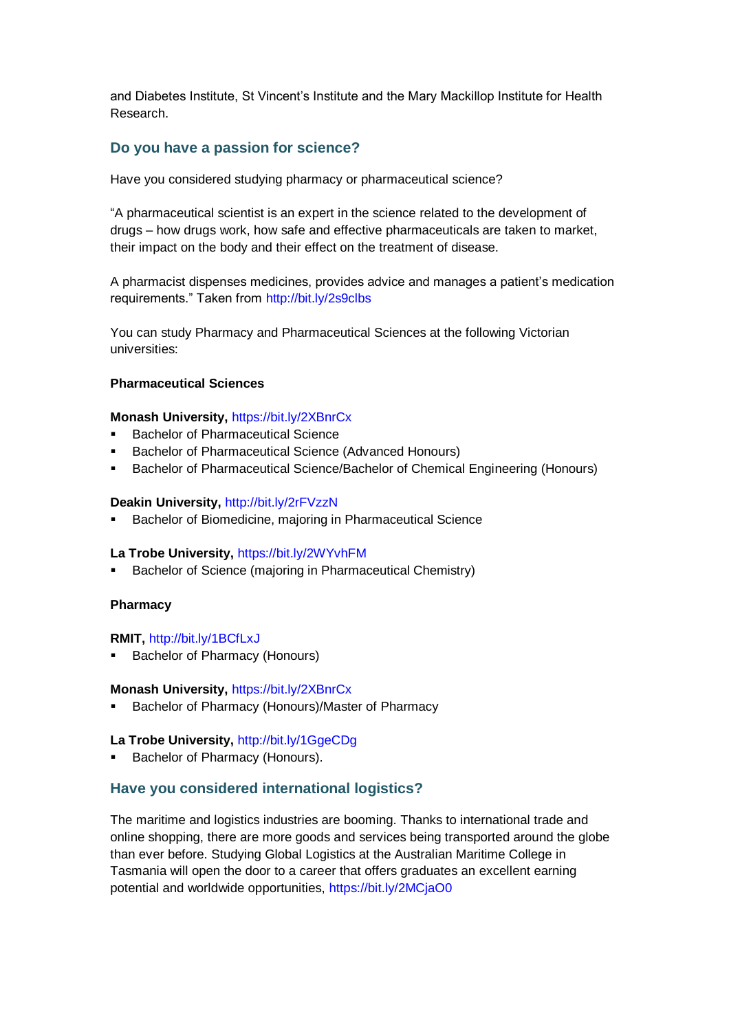and Diabetes Institute, St Vincent's Institute and the Mary Mackillop Institute for Health Research.

## Do you have a passion for science?

Have you considered studying pharmacy or pharmaceutical science?

"A pharmaceutical scientist is an expert in the science related to the development of drugs – how drugs work, how safe and effective pharmaceuticals are taken to market, their impact on the body and their effect on the treatment of disease.

A pharmacist dispenses medicines, provides advice and manages a patient's medication requirements." Taken from http://bit.ly/2s9clbs

You can study Pharmacy and Pharmaceutical Sciences at the following Victorian universities:

**Pharmaceutical Sciences**

**Monash University,** https://bit.ly/2XBnrCx

- Bachelor of Pharmaceutical Science
- Bachelor of Pharmaceutical Science (Advanced Honours)
- Bachelor of Pharmaceutical Science/Bachelor of Chemical Engineering (Honours)

**Deakin University,** http://bit.ly/2rFVzzN

- Bachelor of Biomedicine, majoring in Pharmaceutical Science

**La Trobe University,** https://bit.ly/2WYvhFM

- Bachelor of Science (majoring in Pharmaceutical Chemistry)

**Pharmacy**

**RMIT,** http://bit.ly/1BCfLxJ

- Bachelor of Pharmacy (Honours)

**Monash University,** https://bit.ly/2XBnrCx

- Bachelor of Pharmacy (Honours)/Master of Pharmacy

**La Trobe University,** http://bit.ly/1GgeCDg

- Bachelor of Pharmacy (Honours).

## Have you considered international logistics?

The maritime and logistics industries are booming. Thanks to international trade and online shopping, there are more goods and services being transported around the globe than ever before. Studying Global Logistics at the Australian Maritime College in Tasmania will open the door to a career that offers graduates an excellent earning potential and worldwide opportunities, https://bit.ly/2MCjaO0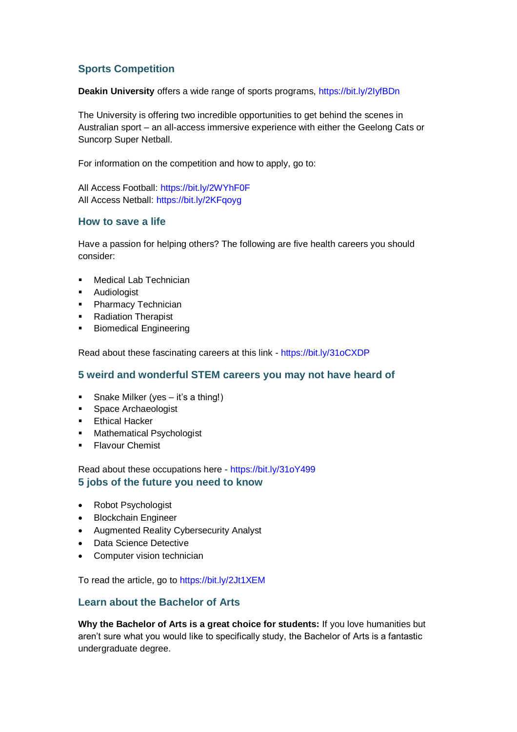## Sports Competition

**Deakin University** offers a wide range of sports programs, https://bit.ly/2IyfBDn

The University is offering two incredible opportunities to get behind the scenes in Australian sport – an all-access immersive experience with either the Geelong Cats or Suncorp Super Netball.

For information on the competition and how to apply, go to:

All Access Football: https://bit.ly/2WYhF0F
All Access Netball: https://bit.ly/2KFqoyg

## How to save a life

Have a passion for helping others? The following are five health careers you should consider:

- Medical Lab Technician
- Audiologist
- Pharmacy Technician
- Radiation Therapist
- Biomedical Engineering

Read about these fascinating careers at this link - https://bit.ly/31oCXDP

## 5 weird and wonderful STEM careers you may not have heard of

- Snake Milker (yes – it's a thing!)
- Space Archaeologist
- Ethical Hacker
- Mathematical Psychologist
- Flavour Chemist

Read about these occupations here - https://bit.ly/31oY499

## 5 jobs of the future you need to know

- Robot Psychologist
- Blockchain Engineer
- Augmented Reality Cybersecurity Analyst
- Data Science Detective
- Computer vision technician

To read the article, go to https://bit.ly/2Jt1XEM

## Learn about the Bachelor of Arts

**Why the Bachelor of Arts is a great choice for students:** If you love humanities but aren't sure what you would like to specifically study, the Bachelor of Arts is a fantastic undergraduate degree.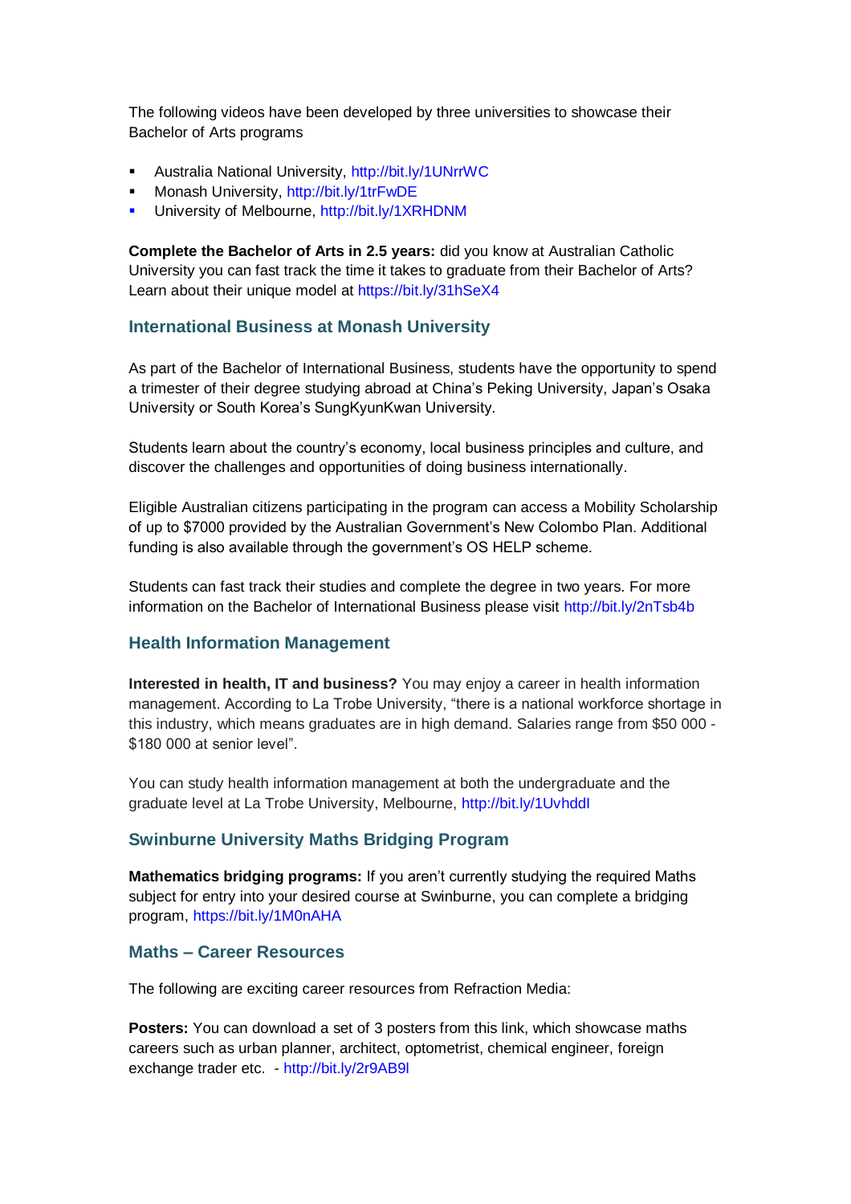The following videos have been developed by three universities to showcase their Bachelor of Arts programs

- Australia National University, http://bit.ly/1UNrrWC
- Monash University, http://bit.ly/1trFwDE
- University of Melbourne, http://bit.ly/1XRHDNM

**Complete the Bachelor of Arts in 2.5 years:** did you know at Australian Catholic University you can fast track the time it takes to graduate from their Bachelor of Arts? Learn about their unique model at https://bit.ly/31hSeX4

## International Business at Monash University

As part of the Bachelor of International Business, students have the opportunity to spend a trimester of their degree studying abroad at China's Peking University, Japan's Osaka University or South Korea's SungKyunKwan University.

Students learn about the country's economy, local business principles and culture, and discover the challenges and opportunities of doing business internationally.

Eligible Australian citizens participating in the program can access a Mobility Scholarship of up to $7000 provided by the Australian Government's New Colombo Plan. Additional funding is also available through the government's OS HELP scheme.

Students can fast track their studies and complete the degree in two years. For more information on the Bachelor of International Business please visit http://bit.ly/2nTsb4b

## Health Information Management

**Interested in health, IT and business?** You may enjoy a career in health information management. According to La Trobe University, "there is a national workforce shortage in this industry, which means graduates are in high demand. Salaries range from $50 000 - $180 000 at senior level".

You can study health information management at both the undergraduate and the graduate level at La Trobe University, Melbourne, http://bit.ly/1UvhddI

## Swinburne University Maths Bridging Program

**Mathematics bridging programs:** If you aren't currently studying the required Maths subject for entry into your desired course at Swinburne, you can complete a bridging program, https://bit.ly/1M0nAHA

## Maths – Career Resources

The following are exciting career resources from Refraction Media:

**Posters:** You can download a set of 3 posters from this link, which showcase maths careers such as urban planner, architect, optometrist, chemical engineer, foreign exchange trader etc. - http://bit.ly/2r9AB9l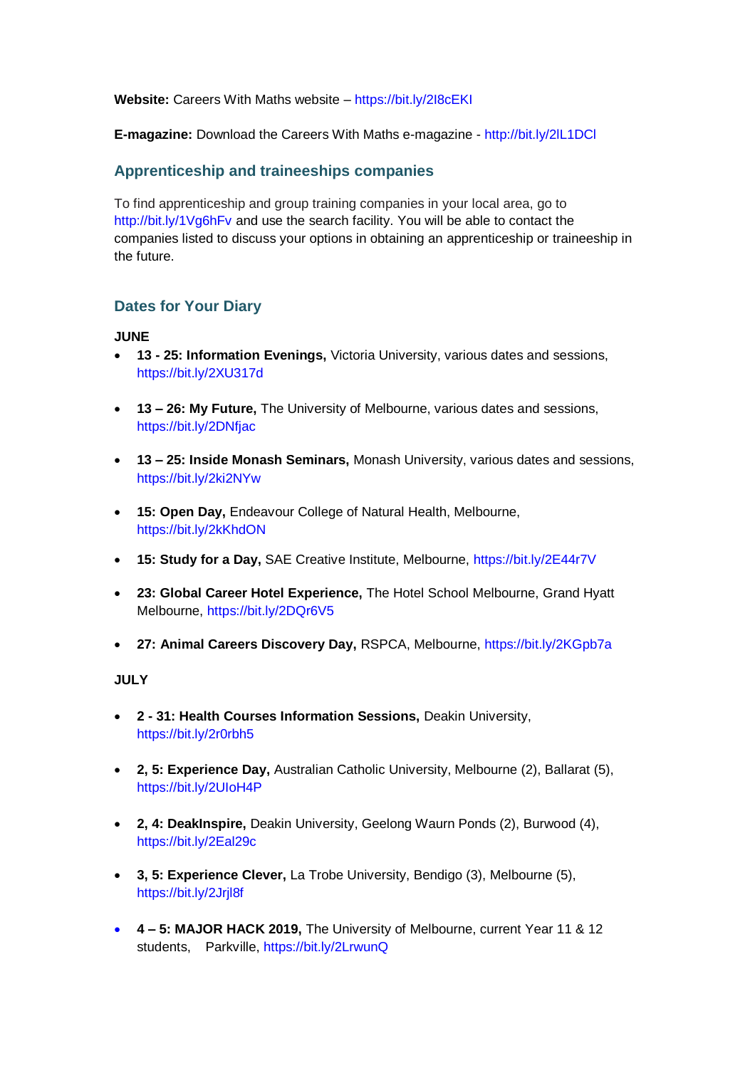**Website:** Careers With Maths website – https://bit.ly/2I8cEKI

**E-magazine:** Download the Careers With Maths e-magazine - http://bit.ly/2lL1DCl

## Apprenticeship and traineeships companies

To find apprenticeship and group training companies in your local area, go to http://bit.ly/1Vg6hFv and use the search facility. You will be able to contact the companies listed to discuss your options in obtaining an apprenticeship or traineeship in the future.

## Dates for Your Diary

**JUNE**

- **13 - 25: Information Evenings,** Victoria University, various dates and sessions, https://bit.ly/2XU317d
- **13 – 26: My Future,** The University of Melbourne, various dates and sessions, https://bit.ly/2DNfjac
- **13 – 25: Inside Monash Seminars,** Monash University, various dates and sessions, https://bit.ly/2ki2NYw
- **15: Open Day,** Endeavour College of Natural Health, Melbourne, https://bit.ly/2kKhdON
- **15: Study for a Day,** SAE Creative Institute, Melbourne, https://bit.ly/2E44r7V
- **23: Global Career Hotel Experience,** The Hotel School Melbourne, Grand Hyatt Melbourne, https://bit.ly/2DQr6V5
- **27: Animal Careers Discovery Day,** RSPCA, Melbourne, https://bit.ly/2KGpb7a

**JULY**

- **2 - 31: Health Courses Information Sessions,** Deakin University, https://bit.ly/2r0rbh5
- **2, 5: Experience Day,** Australian Catholic University, Melbourne (2), Ballarat (5), https://bit.ly/2UIoH4P
- **2, 4: DeakInspire,** Deakin University, Geelong Waurn Ponds (2), Burwood (4), https://bit.ly/2Eal29c
- **3, 5: Experience Clever,** La Trobe University, Bendigo (3), Melbourne (5), https://bit.ly/2Jrjl8f
- **4 – 5: MAJOR HACK 2019,** The University of Melbourne, current Year 11 & 12 students, Parkville, https://bit.ly/2LrwunQ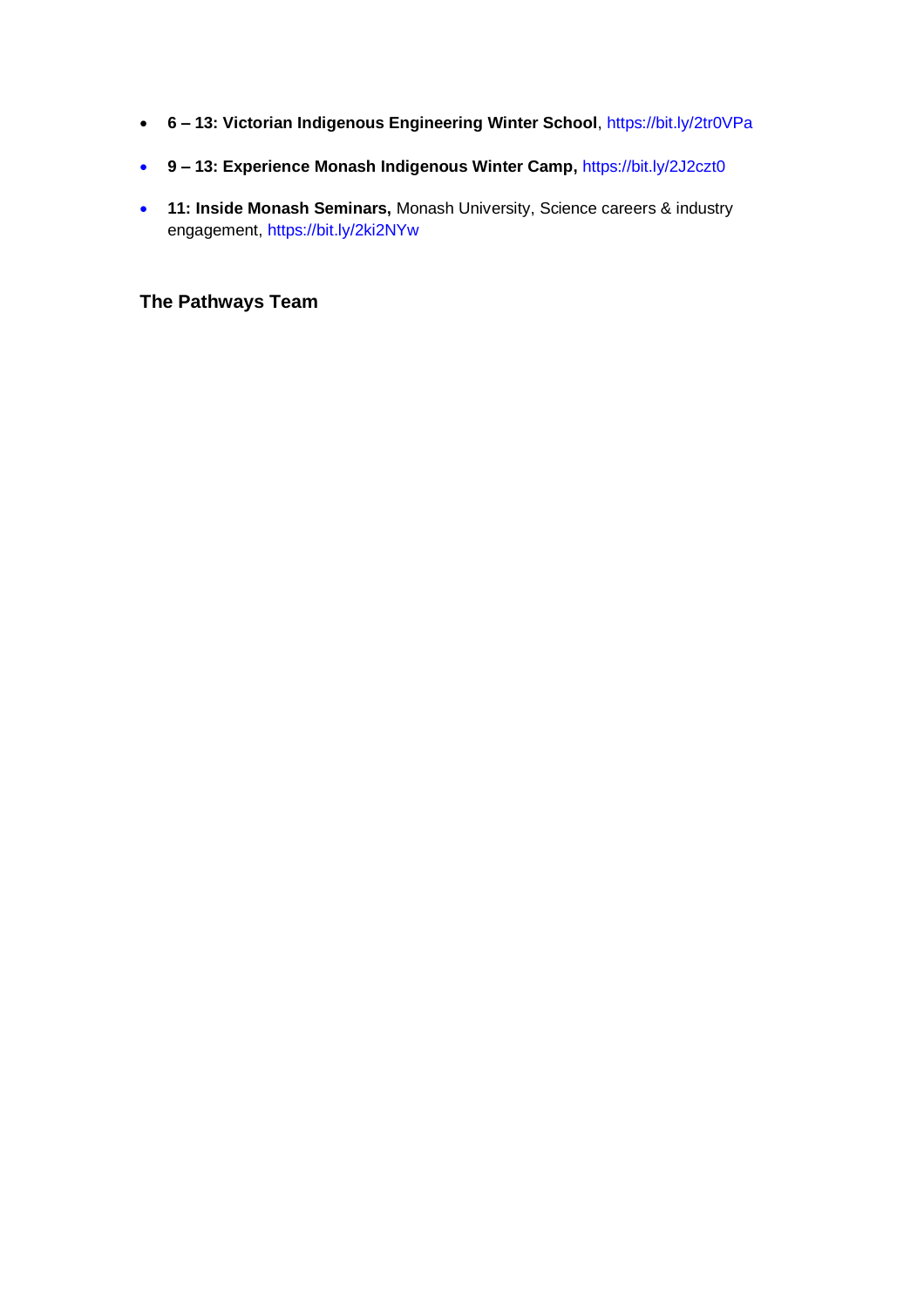- **6 – 13: Victorian Indigenous Engineering Winter School**, https://bit.ly/2tr0VPa
- **9 – 13: Experience Monash Indigenous Winter Camp,** https://bit.ly/2J2czt0
- **11: Inside Monash Seminars,** Monash University, Science careers & industry engagement, https://bit.ly/2ki2NYw

**The Pathways Team**